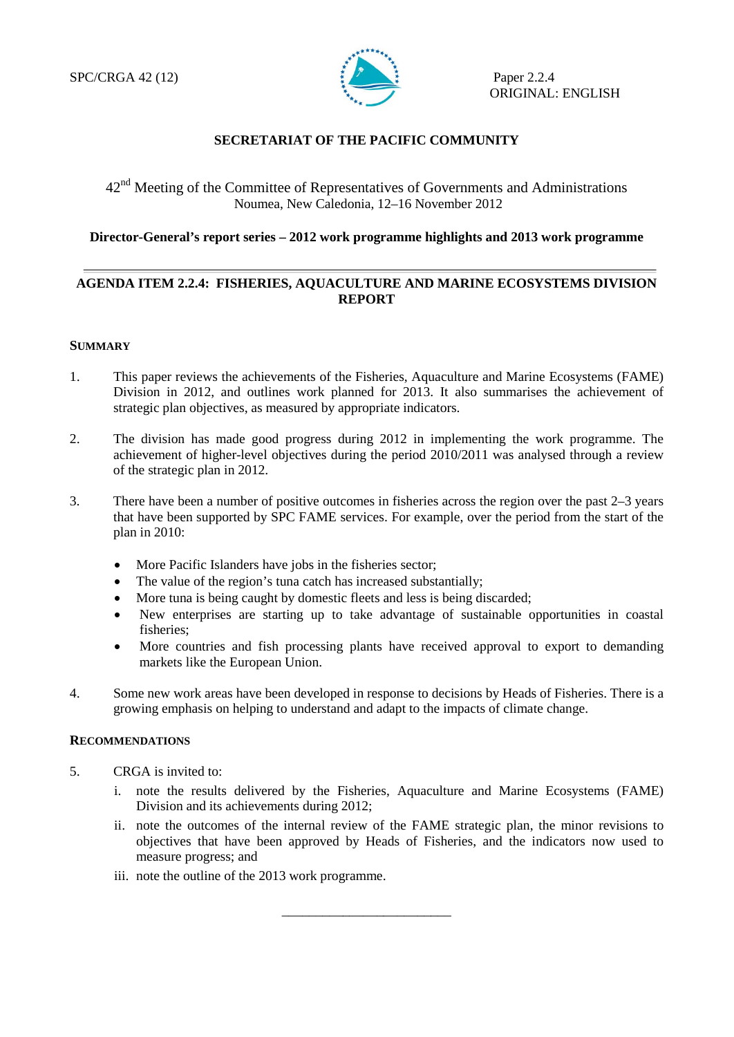SPC/CRGA 42 (12)

Paper 2.2.4
ORIGINAL: ENGLISH

**SECRETARIAT OF THE PACIFIC COMMUNITY**

42nd Meeting of the Committee of Representatives of Governments and Administrations
Noumea, New Caledonia, 12–16 November 2012

**Director-General's report series – 2012 work programme highlights and 2013 work programme**

---

## AGENDA ITEM 2.2.4: FISHERIES, AQUACULTURE AND MARINE ECOSYSTEMS DIVISION REPORT

### SUMMARY

1. This paper reviews the achievements of the Fisheries, Aquaculture and Marine Ecosystems (FAME) Division in 2012, and outlines work planned for 2013. It also summarises the achievement of strategic plan objectives, as measured by appropriate indicators.

2. The division has made good progress during 2012 in implementing the work programme. The achievement of higher-level objectives during the period 2010/2011 was analysed through a review of the strategic plan in 2012.

3. There have been a number of positive outcomes in fisheries across the region over the past 2–3 years that have been supported by SPC FAME services. For example, over the period from the start of the plan in 2010:

   - More Pacific Islanders have jobs in the fisheries sector;
   - The value of the region's tuna catch has increased substantially;
   - More tuna is being caught by domestic fleets and less is being discarded;
   - New enterprises are starting up to take advantage of sustainable opportunities in coastal fisheries;
   - More countries and fish processing plants have received approval to export to demanding markets like the European Union.

4. Some new work areas have been developed in response to decisions by Heads of Fisheries. There is a growing emphasis on helping to understand and adapt to the impacts of climate change.

### RECOMMENDATIONS

5. CRGA is invited to:

   i. note the results delivered by the Fisheries, Aquaculture and Marine Ecosystems (FAME) Division and its achievements during 2012;

   ii. note the outcomes of the internal review of the FAME strategic plan, the minor revisions to objectives that have been approved by Heads of Fisheries, and the indicators now used to measure progress; and

   iii. note the outline of the 2013 work programme.

---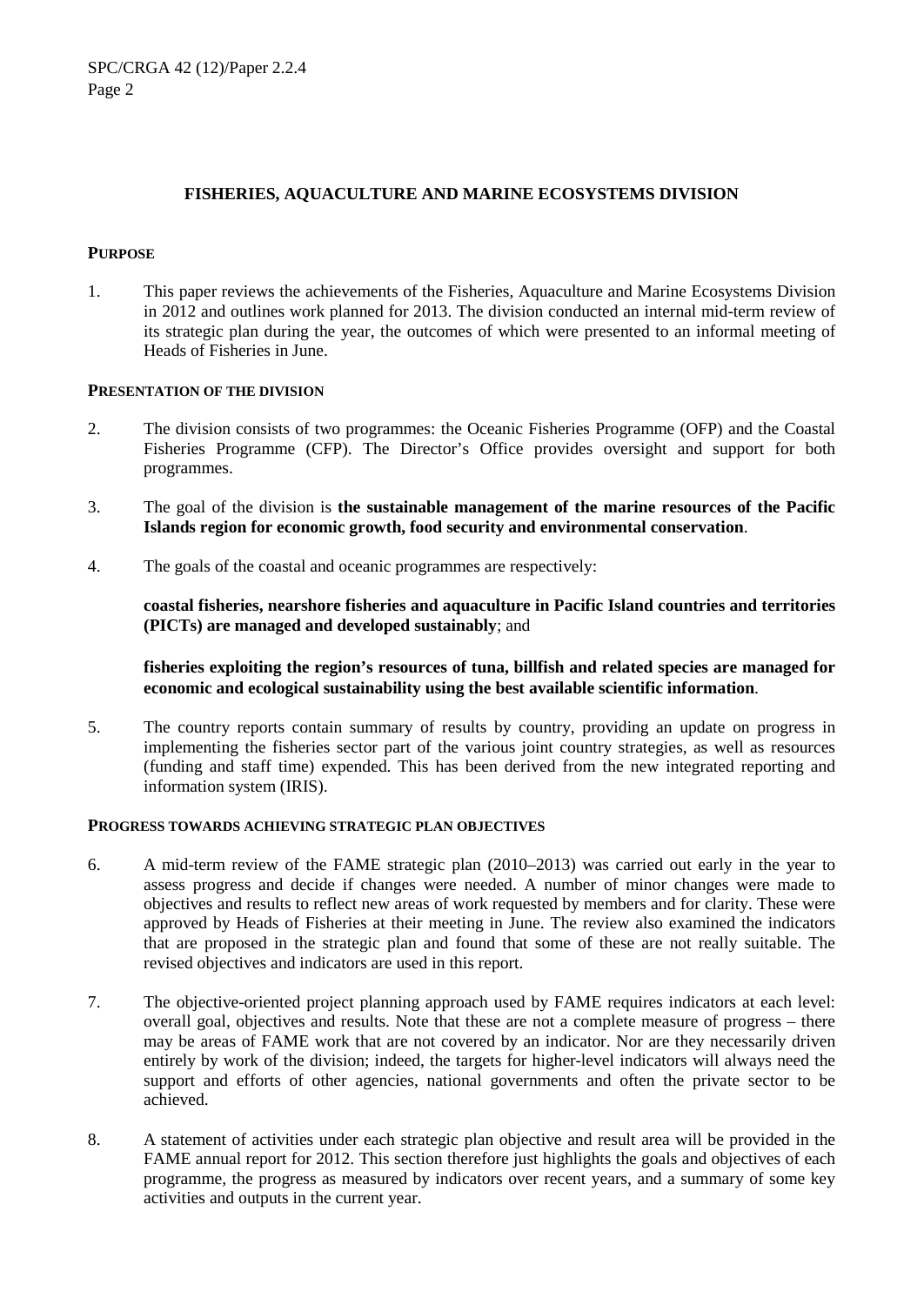## FISHERIES, AQUACULTURE AND MARINE ECOSYSTEMS DIVISION

### PURPOSE

1. This paper reviews the achievements of the Fisheries, Aquaculture and Marine Ecosystems Division in 2012 and outlines work planned for 2013. The division conducted an internal mid-term review of its strategic plan during the year, the outcomes of which were presented to an informal meeting of Heads of Fisheries in June.

### PRESENTATION OF THE DIVISION

2. The division consists of two programmes: the Oceanic Fisheries Programme (OFP) and the Coastal Fisheries Programme (CFP). The Director's Office provides oversight and support for both programmes.

3. The goal of the division is **the sustainable management of the marine resources of the Pacific Islands region for economic growth, food security and environmental conservation**.

4. The goals of the coastal and oceanic programmes are respectively:

   **coastal fisheries, nearshore fisheries and aquaculture in Pacific Island countries and territories (PICTs) are managed and developed sustainably**; and

   **fisheries exploiting the region's resources of tuna, billfish and related species are managed for economic and ecological sustainability using the best available scientific information**.

5. The country reports contain summary of results by country, providing an update on progress in implementing the fisheries sector part of the various joint country strategies, as well as resources (funding and staff time) expended. This has been derived from the new integrated reporting and information system (IRIS).

### PROGRESS TOWARDS ACHIEVING STRATEGIC PLAN OBJECTIVES

6. A mid-term review of the FAME strategic plan (2010–2013) was carried out early in the year to assess progress and decide if changes were needed. A number of minor changes were made to objectives and results to reflect new areas of work requested by members and for clarity. These were approved by Heads of Fisheries at their meeting in June. The review also examined the indicators that are proposed in the strategic plan and found that some of these are not really suitable. The revised objectives and indicators are used in this report.

7. The objective-oriented project planning approach used by FAME requires indicators at each level: overall goal, objectives and results. Note that these are not a complete measure of progress – there may be areas of FAME work that are not covered by an indicator. Nor are they necessarily driven entirely by work of the division; indeed, the targets for higher-level indicators will always need the support and efforts of other agencies, national governments and often the private sector to be achieved.

8. A statement of activities under each strategic plan objective and result area will be provided in the FAME annual report for 2012. This section therefore just highlights the goals and objectives of each programme, the progress as measured by indicators over recent years, and a summary of some key activities and outputs in the current year.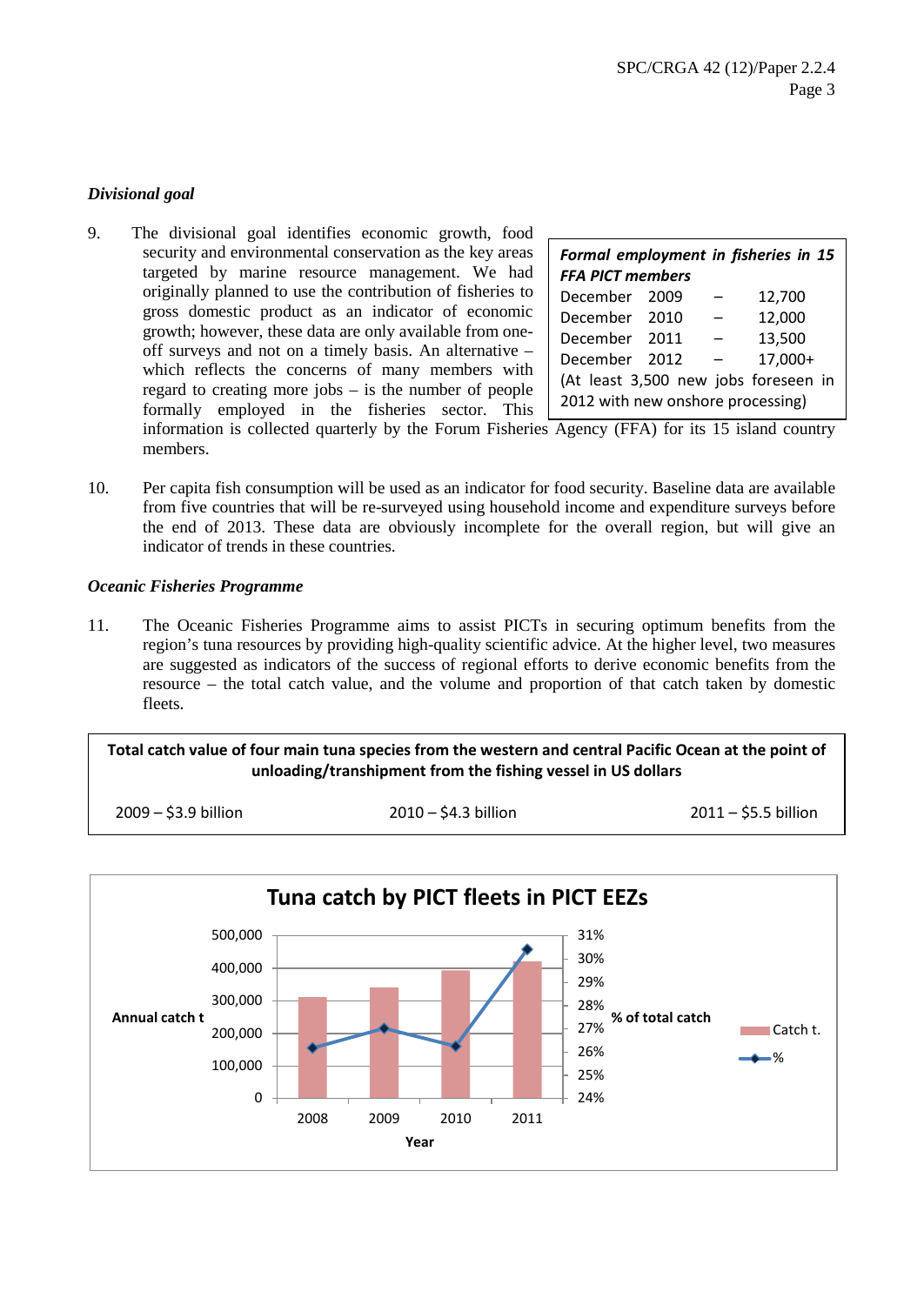*Divisional goal*

9. The divisional goal identifies economic growth, food security and environmental conservation as the key areas targeted by marine resource management. We had originally planned to use the contribution of fisheries to gross domestic product as an indicator of economic growth; however, these data are only available from one-off surveys and not on a timely basis. An alternative – which reflects the concerns of many members with regard to creating more jobs – is the number of people formally employed in the fisheries sector. This information is collected quarterly by the Forum Fisheries Agency (FFA) for its 15 island country members.

| ***Formal employment in fisheries in 15 FFA PICT members*** | | |
|---|---|---|
| December 2009 | – | 12,700 |
| December 2010 | – | 12,000 |
| December 2011 | – | 13,500 |
| December 2012 | – | 17,000+ |
| (At least 3,500 new jobs foreseen in 2012 with new onshore processing) | | |

10. Per capita fish consumption will be used as an indicator for food security. Baseline data are available from five countries that will be re-surveyed using household income and expenditure surveys before the end of 2013. These data are obviously incomplete for the overall region, but will give an indicator of trends in these countries.

*Oceanic Fisheries Programme*

11. The Oceanic Fisheries Programme aims to assist PICTs in securing optimum benefits from the region's tuna resources by providing high-quality scientific advice. At the higher level, two measures are suggested as indicators of the success of regional efforts to derive economic benefits from the resource – the total catch value, and the volume and proportion of that catch taken by domestic fleets.

| **Total catch value of four main tuna species from the western and central Pacific Ocean at the point of unloading/transhipment from the fishing vessel in US dollars** | | |
|---|---|---|
| 2009 – $3.9 billion | 2010 – $4.3 billion | 2011 – $5.5 billion |

**Tuna catch by PICT fleets in PICT EEZs**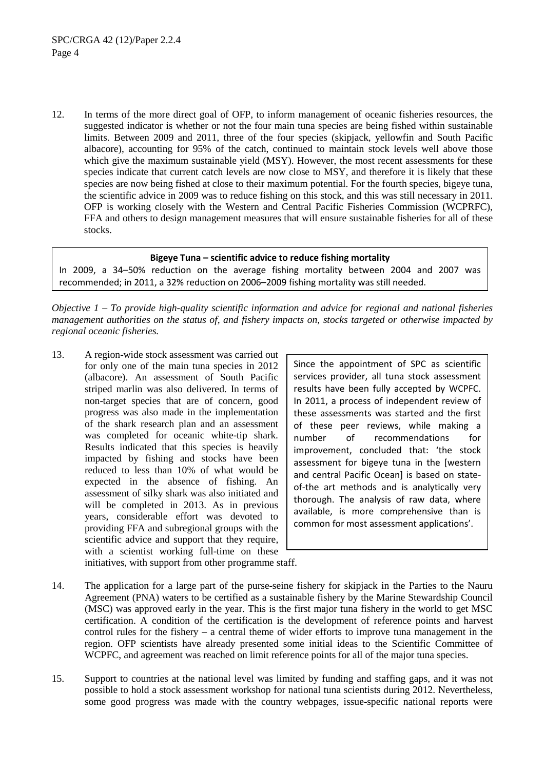12. In terms of the more direct goal of OFP, to inform management of oceanic fisheries resources, the suggested indicator is whether or not the four main tuna species are being fished within sustainable limits. Between 2009 and 2011, three of the four species (skipjack, yellowfin and South Pacific albacore), accounting for 95% of the catch, continued to maintain stock levels well above those which give the maximum sustainable yield (MSY). However, the most recent assessments for these species indicate that current catch levels are now close to MSY, and therefore it is likely that these species are now being fished at close to their maximum potential. For the fourth species, bigeye tuna, the scientific advice in 2009 was to reduce fishing on this stock, and this was still necessary in 2011. OFP is working closely with the Western and Central Pacific Fisheries Commission (WCPRFC), FFA and others to design management measures that will ensure sustainable fisheries for all of these stocks.

> **Bigeye Tuna – scientific advice to reduce fishing mortality**
>
> In 2009, a 34–50% reduction on the average fishing mortality between 2004 and 2007 was recommended; in 2011, a 32% reduction on 2006–2009 fishing mortality was still needed.

*Objective 1 – To provide high-quality scientific information and advice for regional and national fisheries management authorities on the status of, and fishery impacts on, stocks targeted or otherwise impacted by regional oceanic fisheries.*

13. A region-wide stock assessment was carried out for only one of the main tuna species in 2012 (albacore). An assessment of South Pacific striped marlin was also delivered. In terms of non-target species that are of concern, good progress was also made in the implementation of the shark research plan and an assessment was completed for oceanic white-tip shark. Results indicated that this species is heavily impacted by fishing and stocks have been reduced to less than 10% of what would be expected in the absence of fishing. An assessment of silky shark was also initiated and will be completed in 2013. As in previous years, considerable effort was devoted to providing FFA and subregional groups with the scientific advice and support that they require, with a scientist working full-time on these initiatives, with support from other programme staff.

> Since the appointment of SPC as scientific services provider, all tuna stock assessment results have been fully accepted by WCPFC. In 2011, a process of independent review of these assessments was started and the first of these peer reviews, while making a number of recommendations for improvement, concluded that: 'the stock assessment for bigeye tuna in the [western and central Pacific Ocean] is based on state-of-the art methods and is analytically very thorough. The analysis of raw data, where available, is more comprehensive than is common for most assessment applications'.

14. The application for a large part of the purse-seine fishery for skipjack in the Parties to the Nauru Agreement (PNA) waters to be certified as a sustainable fishery by the Marine Stewardship Council (MSC) was approved early in the year. This is the first major tuna fishery in the world to get MSC certification. A condition of the certification is the development of reference points and harvest control rules for the fishery – a central theme of wider efforts to improve tuna management in the region. OFP scientists have already presented some initial ideas to the Scientific Committee of WCPFC, and agreement was reached on limit reference points for all of the major tuna species.

15. Support to countries at the national level was limited by funding and staffing gaps, and it was not possible to hold a stock assessment workshop for national tuna scientists during 2012. Nevertheless, some good progress was made with the country webpages, issue-specific national reports were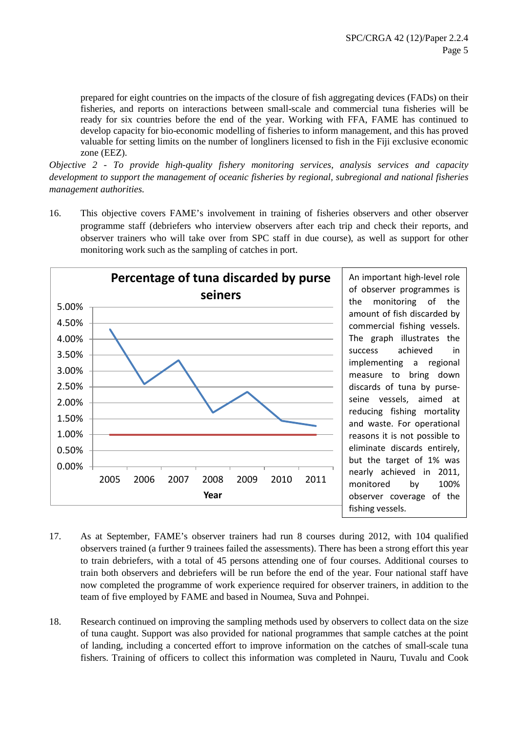prepared for eight countries on the impacts of the closure of fish aggregating devices (FADs) on their fisheries, and reports on interactions between small-scale and commercial tuna fisheries will be ready for six countries before the end of the year. Working with FFA, FAME has continued to develop capacity for bio-economic modelling of fisheries to inform management, and this has proved valuable for setting limits on the number of longliners licensed to fish in the Fiji exclusive economic zone (EEZ).

*Objective 2 - To provide high-quality fishery monitoring services, analysis services and capacity development to support the management of oceanic fisheries by regional, subregional and national fisheries management authorities.*

16. This objective covers FAME's involvement in training of fisheries observers and other observer programme staff (debriefers who interview observers after each trip and check their reports, and observer trainers who will take over from SPC staff in due course), as well as support for other monitoring work such as the sampling of catches in port.

**Percentage of tuna discarded by purse seiners**

An important high-level role of observer programmes is the monitoring of the amount of fish discarded by commercial fishing vessels. The graph illustrates the success achieved in implementing a regional measure to bring down discards of tuna by purse-seine vessels, aimed at reducing fishing mortality and waste. For operational reasons it is not possible to eliminate discards entirely, but the target of 1% was nearly achieved in 2011, monitored by 100% observer coverage of the fishing vessels.

17. As at September, FAME's observer trainers had run 8 courses during 2012, with 104 qualified observers trained (a further 9 trainees failed the assessments). There has been a strong effort this year to train debriefers, with a total of 45 persons attending one of four courses. Additional courses to train both observers and debriefers will be run before the end of the year. Four national staff have now completed the programme of work experience required for observer trainers, in addition to the team of five employed by FAME and based in Noumea, Suva and Pohnpei.

18. Research continued on improving the sampling methods used by observers to collect data on the size of tuna caught. Support was also provided for national programmes that sample catches at the point of landing, including a concerted effort to improve information on the catches of small-scale tuna fishers. Training of officers to collect this information was completed in Nauru, Tuvalu and Cook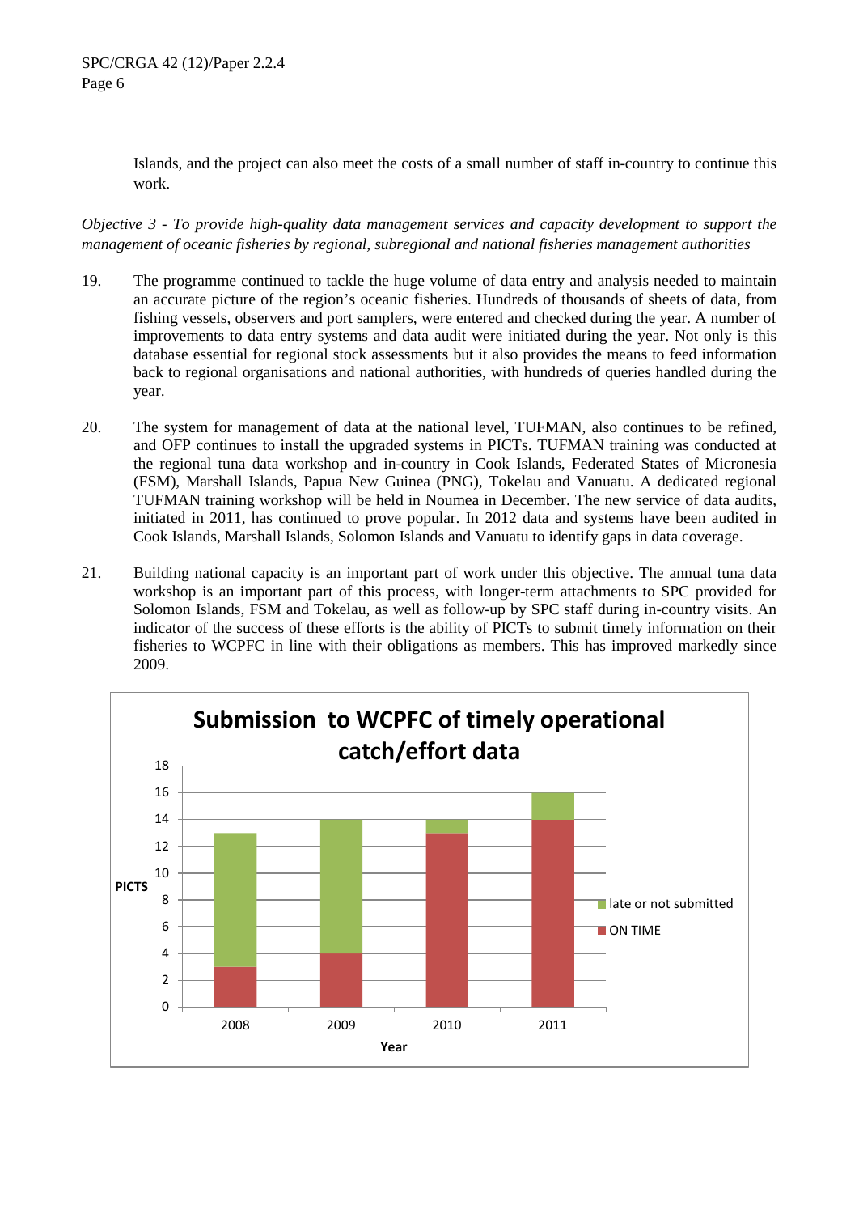Islands, and the project can also meet the costs of a small number of staff in-country to continue this work.

*Objective 3 - To provide high-quality data management services and capacity development to support the management of oceanic fisheries by regional, subregional and national fisheries management authorities*

19. The programme continued to tackle the huge volume of data entry and analysis needed to maintain an accurate picture of the region's oceanic fisheries. Hundreds of thousands of sheets of data, from fishing vessels, observers and port samplers, were entered and checked during the year. A number of improvements to data entry systems and data audit were initiated during the year. Not only is this database essential for regional stock assessments but it also provides the means to feed information back to regional organisations and national authorities, with hundreds of queries handled during the year.

20. The system for management of data at the national level, TUFMAN, also continues to be refined, and OFP continues to install the upgraded systems in PICTs. TUFMAN training was conducted at the regional tuna data workshop and in-country in Cook Islands, Federated States of Micronesia (FSM), Marshall Islands, Papua New Guinea (PNG), Tokelau and Vanuatu. A dedicated regional TUFMAN training workshop will be held in Noumea in December. The new service of data audits, initiated in 2011, has continued to prove popular. In 2012 data and systems have been audited in Cook Islands, Marshall Islands, Solomon Islands and Vanuatu to identify gaps in data coverage.

21. Building national capacity is an important part of work under this objective. The annual tuna data workshop is an important part of this process, with longer-term attachments to SPC provided for Solomon Islands, FSM and Tokelau, as well as follow-up by SPC staff during in-country visits. An indicator of the success of these efforts is the ability of PICTs to submit timely information on their fisheries to WCPFC in line with their obligations as members. This has improved markedly since 2009.

**Submission to WCPFC of timely operational catch/effort data**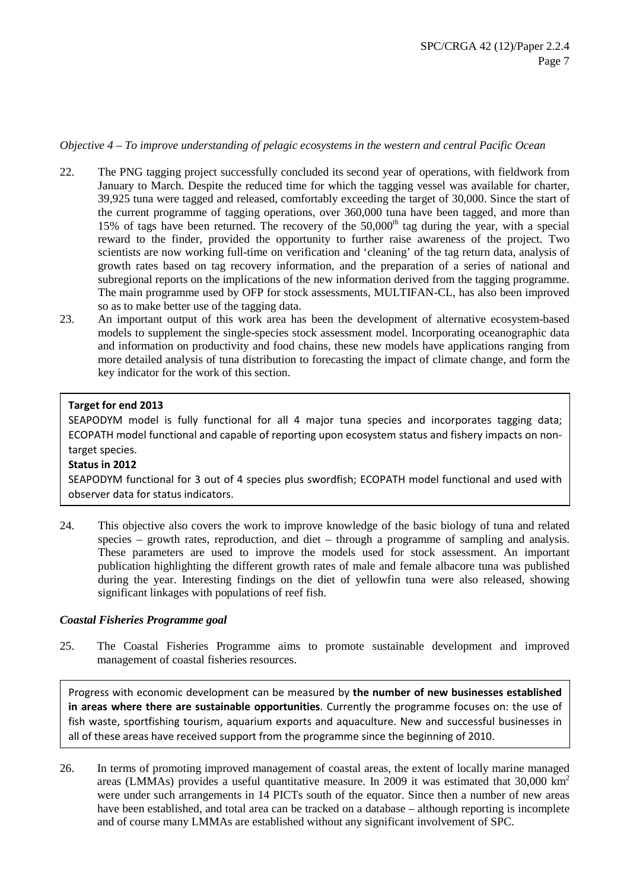*Objective 4 – To improve understanding of pelagic ecosystems in the western and central Pacific Ocean*

22. The PNG tagging project successfully concluded its second year of operations, with fieldwork from January to March. Despite the reduced time for which the tagging vessel was available for charter, 39,925 tuna were tagged and released, comfortably exceeding the target of 30,000. Since the start of the current programme of tagging operations, over 360,000 tuna have been tagged, and more than 15% of tags have been returned. The recovery of the 50,000th tag during the year, with a special reward to the finder, provided the opportunity to further raise awareness of the project. Two scientists are now working full-time on verification and 'cleaning' of the tag return data, analysis of growth rates based on tag recovery information, and the preparation of a series of national and subregional reports on the implications of the new information derived from the tagging programme. The main programme used by OFP for stock assessments, MULTIFAN-CL, has also been improved so as to make better use of the tagging data.

23. An important output of this work area has been the development of alternative ecosystem-based models to supplement the single-species stock assessment model. Incorporating oceanographic data and information on productivity and food chains, these new models have applications ranging from more detailed analysis of tuna distribution to forecasting the impact of climate change, and form the key indicator for the work of this section.

**Target for end 2013**

SEAPODYM model is fully functional for all 4 major tuna species and incorporates tagging data; ECOPATH model functional and capable of reporting upon ecosystem status and fishery impacts on non-target species.

**Status in 2012**

SEAPODYM functional for 3 out of 4 species plus swordfish; ECOPATH model functional and used with observer data for status indicators.

24. This objective also covers the work to improve knowledge of the basic biology of tuna and related species – growth rates, reproduction, and diet – through a programme of sampling and analysis. These parameters are used to improve the models used for stock assessment. An important publication highlighting the different growth rates of male and female albacore tuna was published during the year. Interesting findings on the diet of yellowfin tuna were also released, showing significant linkages with populations of reef fish.

***Coastal Fisheries Programme goal***

25. The Coastal Fisheries Programme aims to promote sustainable development and improved management of coastal fisheries resources.

Progress with economic development can be measured by **the number of new businesses established in areas where there are sustainable opportunities**. Currently the programme focuses on: the use of fish waste, sportfishing tourism, aquarium exports and aquaculture. New and successful businesses in all of these areas have received support from the programme since the beginning of 2010.

26. In terms of promoting improved management of coastal areas, the extent of locally marine managed areas (LMMAs) provides a useful quantitative measure. In 2009 it was estimated that 30,000 $km^2$ were under such arrangements in 14 PICTs south of the equator. Since then a number of new areas have been established, and total area can be tracked on a database – although reporting is incomplete and of course many LMMAs are established without any significant involvement of SPC.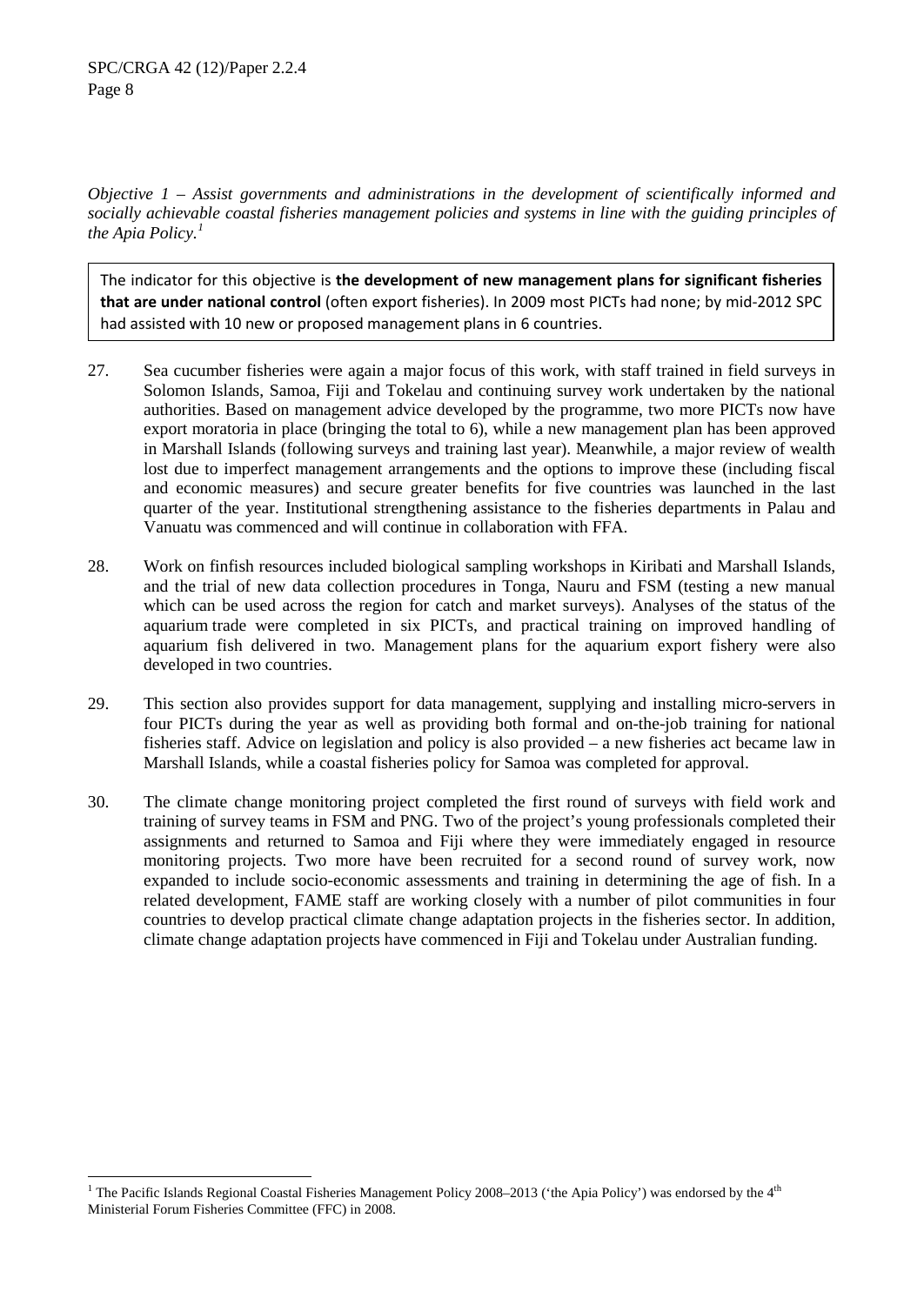*Objective 1 – Assist governments and administrations in the development of scientifically informed and socially achievable coastal fisheries management policies and systems in line with the guiding principles of the Apia Policy.*[1]

> The indicator for this objective is **the development of new management plans for significant fisheries that are under national control** (often export fisheries). In 2009 most PICTs had none; by mid-2012 SPC had assisted with 10 new or proposed management plans in 6 countries.

27. Sea cucumber fisheries were again a major focus of this work, with staff trained in field surveys in Solomon Islands, Samoa, Fiji and Tokelau and continuing survey work undertaken by the national authorities. Based on management advice developed by the programme, two more PICTs now have export moratoria in place (bringing the total to 6), while a new management plan has been approved in Marshall Islands (following surveys and training last year). Meanwhile, a major review of wealth lost due to imperfect management arrangements and the options to improve these (including fiscal and economic measures) and secure greater benefits for five countries was launched in the last quarter of the year. Institutional strengthening assistance to the fisheries departments in Palau and Vanuatu was commenced and will continue in collaboration with FFA.

28. Work on finfish resources included biological sampling workshops in Kiribati and Marshall Islands, and the trial of new data collection procedures in Tonga, Nauru and FSM (testing a new manual which can be used across the region for catch and market surveys). Analyses of the status of the aquarium trade were completed in six PICTs, and practical training on improved handling of aquarium fish delivered in two. Management plans for the aquarium export fishery were also developed in two countries.

29. This section also provides support for data management, supplying and installing micro-servers in four PICTs during the year as well as providing both formal and on-the-job training for national fisheries staff. Advice on legislation and policy is also provided – a new fisheries act became law in Marshall Islands, while a coastal fisheries policy for Samoa was completed for approval.

30. The climate change monitoring project completed the first round of surveys with field work and training of survey teams in FSM and PNG. Two of the project's young professionals completed their assignments and returned to Samoa and Fiji where they were immediately engaged in resource monitoring projects. Two more have been recruited for a second round of survey work, now expanded to include socio-economic assessments and training in determining the age of fish. In a related development, FAME staff are working closely with a number of pilot communities in four countries to develop practical climate change adaptation projects in the fisheries sector. In addition, climate change adaptation projects have commenced in Fiji and Tokelau under Australian funding.

---

[1] The Pacific Islands Regional Coastal Fisheries Management Policy 2008–2013 ('the Apia Policy') was endorsed by the 4th Ministerial Forum Fisheries Committee (FFC) in 2008.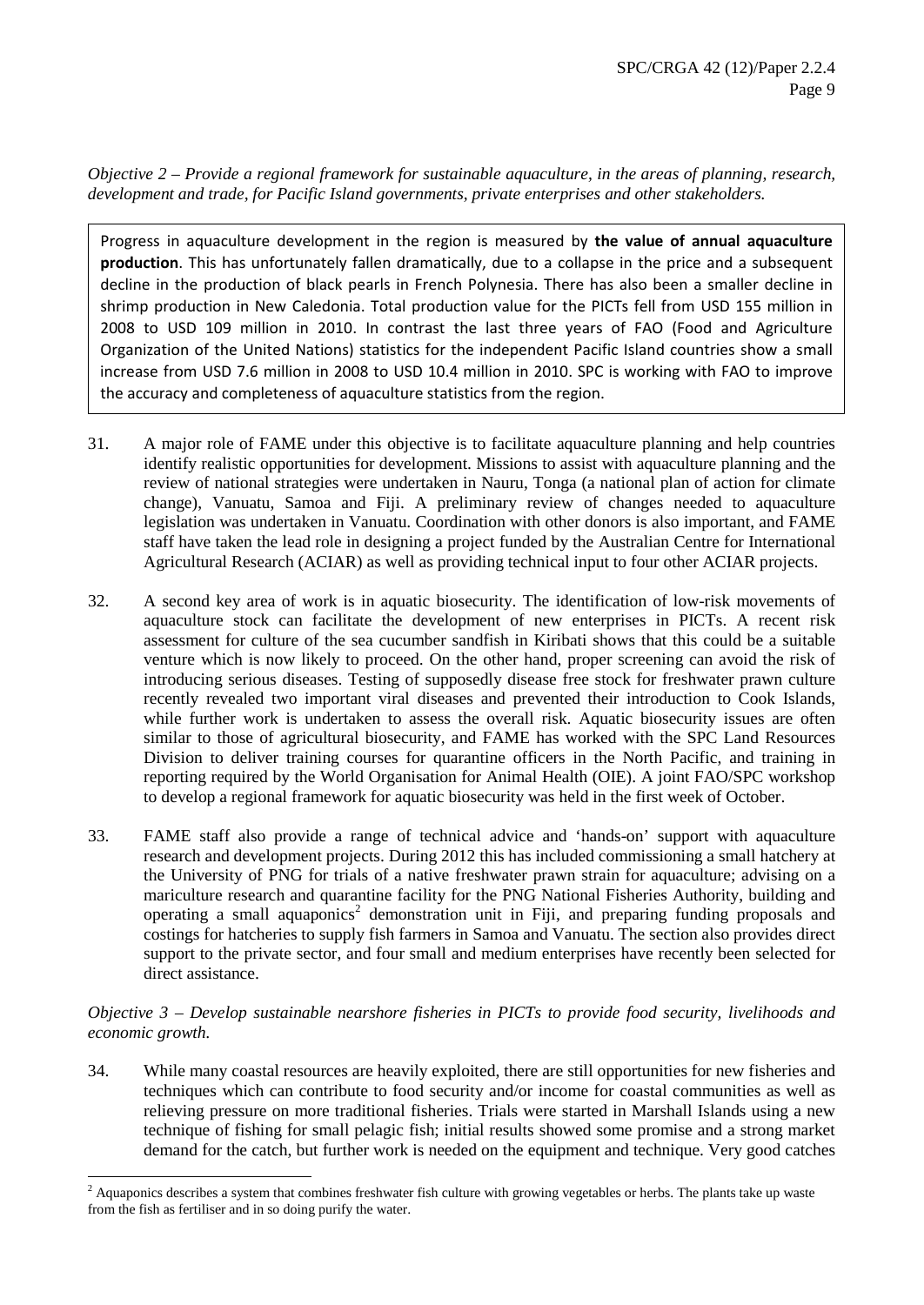*Objective 2 – Provide a regional framework for sustainable aquaculture, in the areas of planning, research, development and trade, for Pacific Island governments, private enterprises and other stakeholders.*

Progress in aquaculture development in the region is measured by **the value of annual aquaculture production**. This has unfortunately fallen dramatically, due to a collapse in the price and a subsequent decline in the production of black pearls in French Polynesia. There has also been a smaller decline in shrimp production in New Caledonia. Total production value for the PICTs fell from USD 155 million in 2008 to USD 109 million in 2010. In contrast the last three years of FAO (Food and Agriculture Organization of the United Nations) statistics for the independent Pacific Island countries show a small increase from USD 7.6 million in 2008 to USD 10.4 million in 2010. SPC is working with FAO to improve the accuracy and completeness of aquaculture statistics from the region.

31. A major role of FAME under this objective is to facilitate aquaculture planning and help countries identify realistic opportunities for development. Missions to assist with aquaculture planning and the review of national strategies were undertaken in Nauru, Tonga (a national plan of action for climate change), Vanuatu, Samoa and Fiji. A preliminary review of changes needed to aquaculture legislation was undertaken in Vanuatu. Coordination with other donors is also important, and FAME staff have taken the lead role in designing a project funded by the Australian Centre for International Agricultural Research (ACIAR) as well as providing technical input to four other ACIAR projects.

32. A second key area of work is in aquatic biosecurity. The identification of low-risk movements of aquaculture stock can facilitate the development of new enterprises in PICTs. A recent risk assessment for culture of the sea cucumber sandfish in Kiribati shows that this could be a suitable venture which is now likely to proceed. On the other hand, proper screening can avoid the risk of introducing serious diseases. Testing of supposedly disease free stock for freshwater prawn culture recently revealed two important viral diseases and prevented their introduction to Cook Islands, while further work is undertaken to assess the overall risk. Aquatic biosecurity issues are often similar to those of agricultural biosecurity, and FAME has worked with the SPC Land Resources Division to deliver training courses for quarantine officers in the North Pacific, and training in reporting required by the World Organisation for Animal Health (OIE). A joint FAO/SPC workshop to develop a regional framework for aquatic biosecurity was held in the first week of October.

33. FAME staff also provide a range of technical advice and 'hands-on' support with aquaculture research and development projects. During 2012 this has included commissioning a small hatchery at the University of PNG for trials of a native freshwater prawn strain for aquaculture; advising on a mariculture research and quarantine facility for the PNG National Fisheries Authority, building and operating a small aquaponics[2] demonstration unit in Fiji, and preparing funding proposals and costings for hatcheries to supply fish farmers in Samoa and Vanuatu. The section also provides direct support to the private sector, and four small and medium enterprises have recently been selected for direct assistance.

*Objective 3 – Develop sustainable nearshore fisheries in PICTs to provide food security, livelihoods and economic growth.*

34. While many coastal resources are heavily exploited, there are still opportunities for new fisheries and techniques which can contribute to food security and/or income for coastal communities as well as relieving pressure on more traditional fisheries. Trials were started in Marshall Islands using a new technique of fishing for small pelagic fish; initial results showed some promise and a strong market demand for the catch, but further work is needed on the equipment and technique. Very good catches

[2] Aquaponics describes a system that combines freshwater fish culture with growing vegetables or herbs. The plants take up waste from the fish as fertiliser and in so doing purify the water.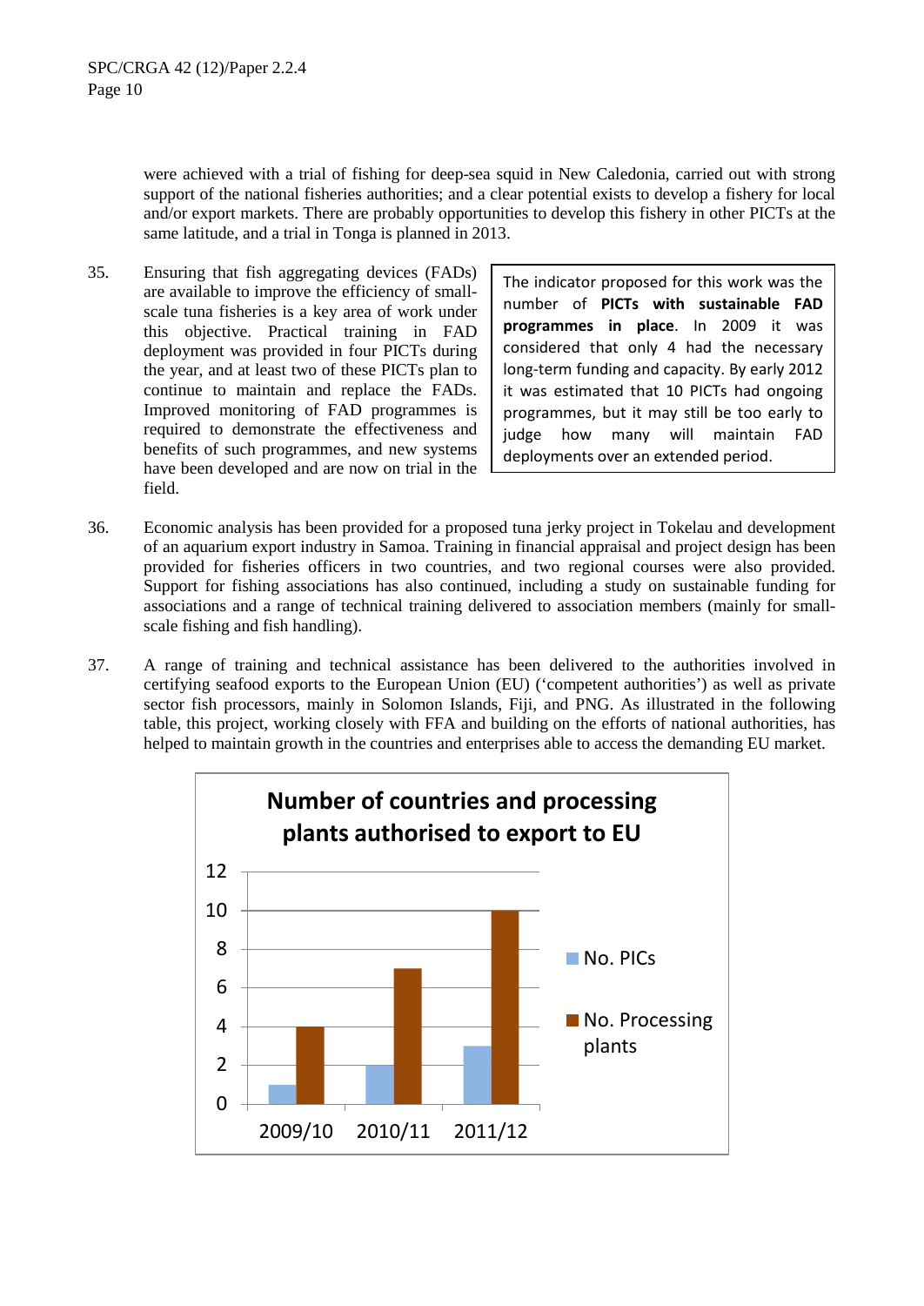were achieved with a trial of fishing for deep-sea squid in New Caledonia, carried out with strong support of the national fisheries authorities; and a clear potential exists to develop a fishery for local and/or export markets. There are probably opportunities to develop this fishery in other PICTs at the same latitude, and a trial in Tonga is planned in 2013.

35. Ensuring that fish aggregating devices (FADs) are available to improve the efficiency of small-scale tuna fisheries is a key area of work under this objective. Practical training in FAD deployment was provided in four PICTs during the year, and at least two of these PICTs plan to continue to maintain and replace the FADs. Improved monitoring of FAD programmes is required to demonstrate the effectiveness and benefits of such programmes, and new systems have been developed and are now on trial in the field.

> The indicator proposed for this work was the number of **PICTs with sustainable FAD programmes in place**. In 2009 it was considered that only 4 had the necessary long-term funding and capacity. By early 2012 it was estimated that 10 PICTs had ongoing programmes, but it may still be too early to judge how many will maintain FAD deployments over an extended period.

36. Economic analysis has been provided for a proposed tuna jerky project in Tokelau and development of an aquarium export industry in Samoa. Training in financial appraisal and project design has been provided for fisheries officers in two countries, and two regional courses were also provided. Support for fishing associations has also continued, including a study on sustainable funding for associations and a range of technical training delivered to association members (mainly for small-scale fishing and fish handling).

37. A range of training and technical assistance has been delivered to the authorities involved in certifying seafood exports to the European Union (EU) ('competent authorities') as well as private sector fish processors, mainly in Solomon Islands, Fiji, and PNG. As illustrated in the following table, this project, working closely with FFA and building on the efforts of national authorities, has helped to maintain growth in the countries and enterprises able to access the demanding EU market.

**Number of countries and processing plants authorised to export to EU**

| | 2009/10 | 2010/11 | 2011/12 |
|---|---|---|---|
| No. PICs | 1 | 2 | 3 |
| No. Processing plants | 4 | 7 | 10 |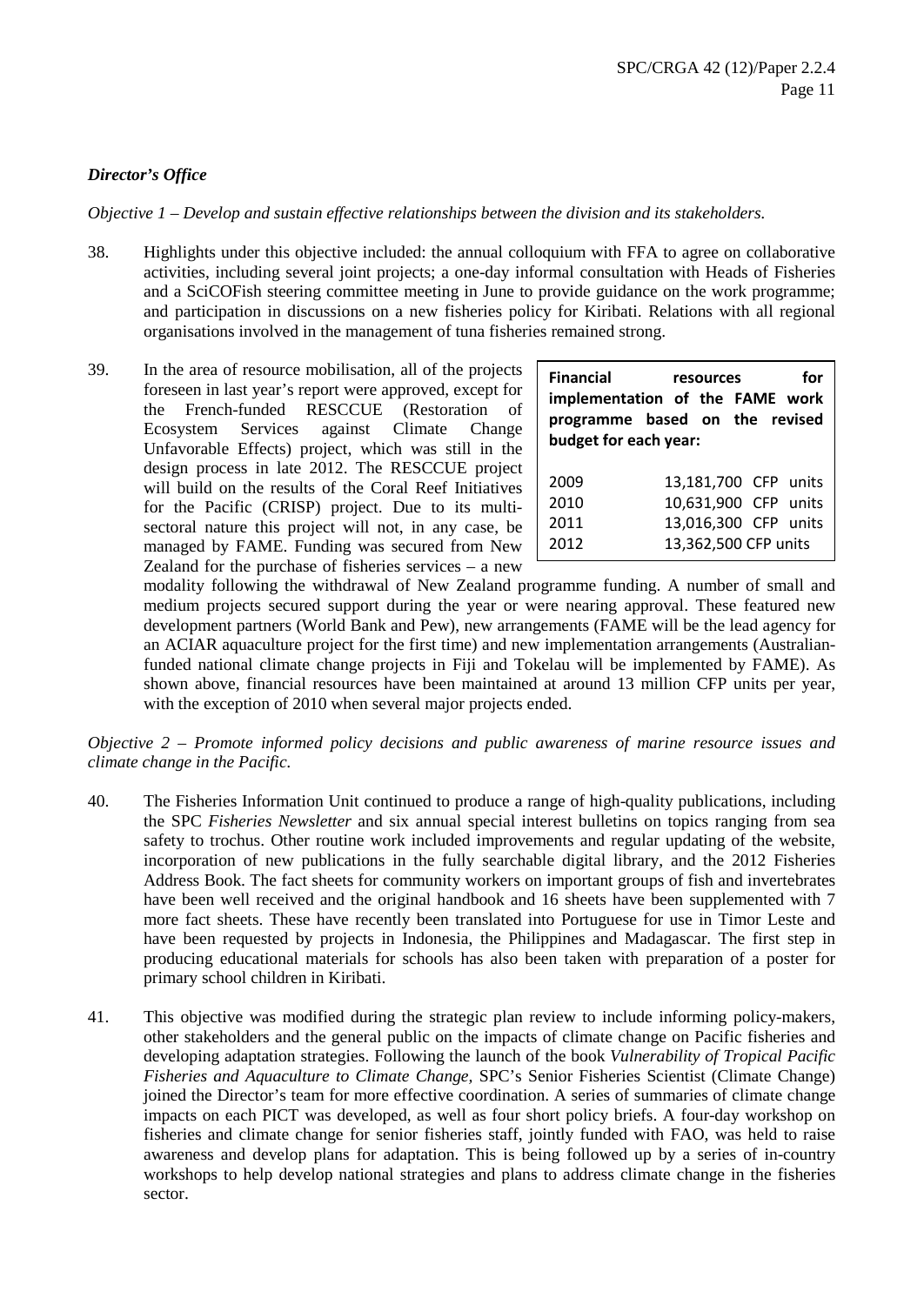### *Director's Office*

*Objective 1 – Develop and sustain effective relationships between the division and its stakeholders.*

38. Highlights under this objective included: the annual colloquium with FFA to agree on collaborative activities, including several joint projects; a one-day informal consultation with Heads of Fisheries and a SciCOFish steering committee meeting in June to provide guidance on the work programme; and participation in discussions on a new fisheries policy for Kiribati. Relations with all regional organisations involved in the management of tuna fisheries remained strong.

39. In the area of resource mobilisation, all of the projects foreseen in last year's report were approved, except for the French-funded RESCCUE (Restoration of Ecosystem Services against Climate Change Unfavorable Effects) project, which was still in the design process in late 2012. The RESCCUE project will build on the results of the Coral Reef Initiatives for the Pacific (CRISP) project. Due to its multi-sectoral nature this project will not, in any case, be managed by FAME. Funding was secured from New Zealand for the purchase of fisheries services – a new modality following the withdrawal of New Zealand programme funding. A number of small and medium projects secured support during the year or were nearing approval. These featured new development partners (World Bank and Pew), new arrangements (FAME will be the lead agency for an ACIAR aquaculture project for the first time) and new implementation arrangements (Australian-funded national climate change projects in Fiji and Tokelau will be implemented by FAME). As shown above, financial resources have been maintained at around 13 million CFP units per year, with the exception of 2010 when several major projects ended.

**Financial resources for implementation of the FAME work programme based on the revised budget for each year:**

| Year | Amount |
|---|---|
| 2009 | 13,181,700 CFP units |
| 2010 | 10,631,900 CFP units |
| 2011 | 13,016,300 CFP units |
| 2012 | 13,362,500 CFP units |

*Objective 2 – Promote informed policy decisions and public awareness of marine resource issues and climate change in the Pacific.*

40. The Fisheries Information Unit continued to produce a range of high-quality publications, including the SPC *Fisheries Newsletter* and six annual special interest bulletins on topics ranging from sea safety to trochus. Other routine work included improvements and regular updating of the website, incorporation of new publications in the fully searchable digital library, and the 2012 Fisheries Address Book. The fact sheets for community workers on important groups of fish and invertebrates have been well received and the original handbook and 16 sheets have been supplemented with 7 more fact sheets. These have recently been translated into Portuguese for use in Timor Leste and have been requested by projects in Indonesia, the Philippines and Madagascar. The first step in producing educational materials for schools has also been taken with preparation of a poster for primary school children in Kiribati.

41. This objective was modified during the strategic plan review to include informing policy-makers, other stakeholders and the general public on the impacts of climate change on Pacific fisheries and developing adaptation strategies. Following the launch of the book *Vulnerability of Tropical Pacific Fisheries and Aquaculture to Climate Change*, SPC's Senior Fisheries Scientist (Climate Change) joined the Director's team for more effective coordination. A series of summaries of climate change impacts on each PICT was developed, as well as four short policy briefs. A four-day workshop on fisheries and climate change for senior fisheries staff, jointly funded with FAO, was held to raise awareness and develop plans for adaptation. This is being followed up by a series of in-country workshops to help develop national strategies and plans to address climate change in the fisheries sector.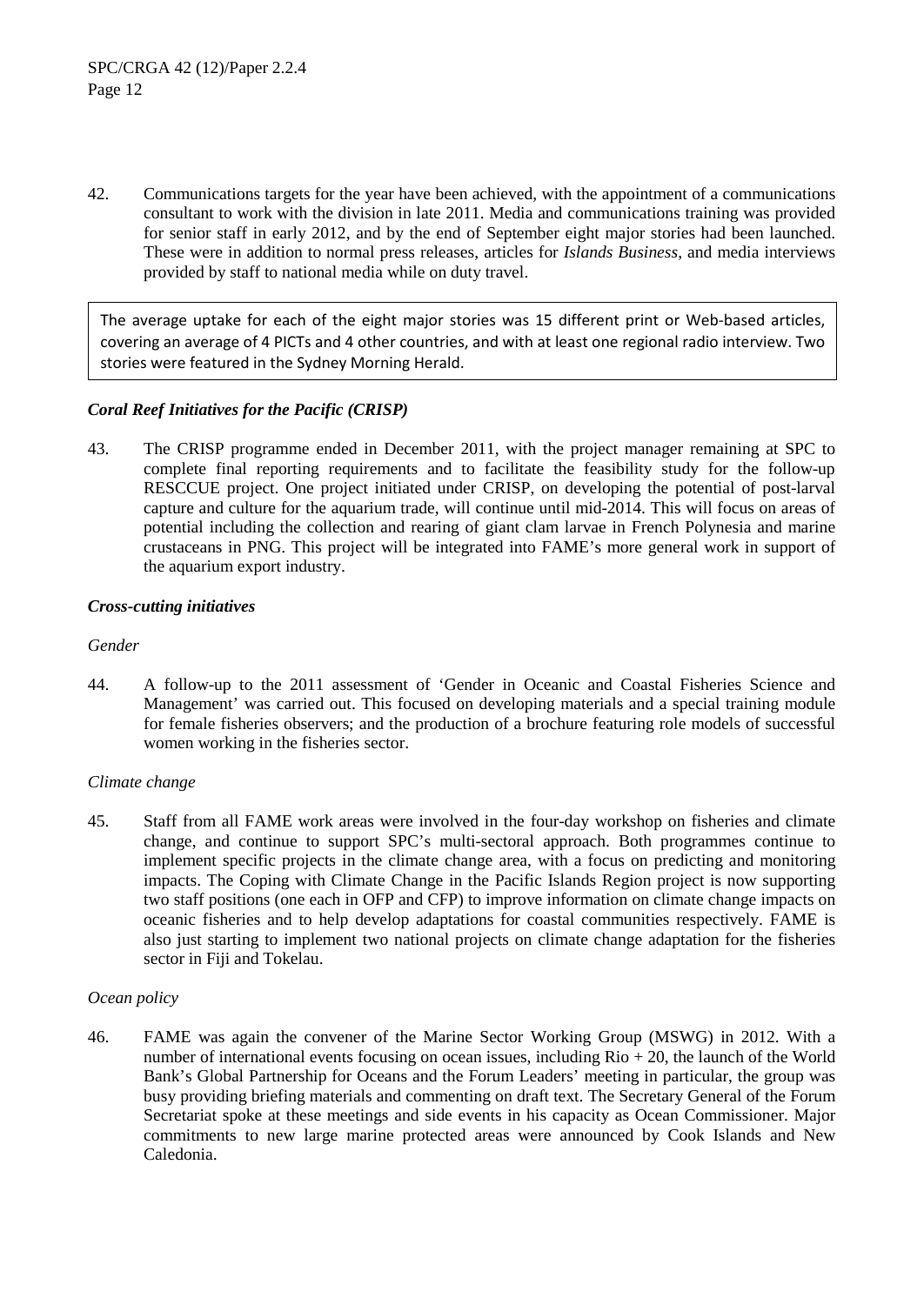42. Communications targets for the year have been achieved, with the appointment of a communications consultant to work with the division in late 2011. Media and communications training was provided for senior staff in early 2012, and by the end of September eight major stories had been launched. These were in addition to normal press releases, articles for *Islands Business*, and media interviews provided by staff to national media while on duty travel.

> The average uptake for each of the eight major stories was 15 different print or Web-based articles, covering an average of 4 PICTs and 4 other countries, and with at least one regional radio interview. Two stories were featured in the Sydney Morning Herald.

### *Coral Reef Initiatives for the Pacific (CRISP)*

43. The CRISP programme ended in December 2011, with the project manager remaining at SPC to complete final reporting requirements and to facilitate the feasibility study for the follow-up RESCCUE project. One project initiated under CRISP, on developing the potential of post-larval capture and culture for the aquarium trade, will continue until mid-2014. This will focus on areas of potential including the collection and rearing of giant clam larvae in French Polynesia and marine crustaceans in PNG. This project will be integrated into FAME's more general work in support of the aquarium export industry.

### *Cross-cutting initiatives*

#### *Gender*

44. A follow-up to the 2011 assessment of 'Gender in Oceanic and Coastal Fisheries Science and Management' was carried out. This focused on developing materials and a special training module for female fisheries observers; and the production of a brochure featuring role models of successful women working in the fisheries sector.

#### *Climate change*

45. Staff from all FAME work areas were involved in the four-day workshop on fisheries and climate change, and continue to support SPC's multi-sectoral approach. Both programmes continue to implement specific projects in the climate change area, with a focus on predicting and monitoring impacts. The Coping with Climate Change in the Pacific Islands Region project is now supporting two staff positions (one each in OFP and CFP) to improve information on climate change impacts on oceanic fisheries and to help develop adaptations for coastal communities respectively. FAME is also just starting to implement two national projects on climate change adaptation for the fisheries sector in Fiji and Tokelau.

#### *Ocean policy*

46. FAME was again the convener of the Marine Sector Working Group (MSWG) in 2012. With a number of international events focusing on ocean issues, including Rio + 20, the launch of the World Bank's Global Partnership for Oceans and the Forum Leaders' meeting in particular, the group was busy providing briefing materials and commenting on draft text. The Secretary General of the Forum Secretariat spoke at these meetings and side events in his capacity as Ocean Commissioner. Major commitments to new large marine protected areas were announced by Cook Islands and New Caledonia.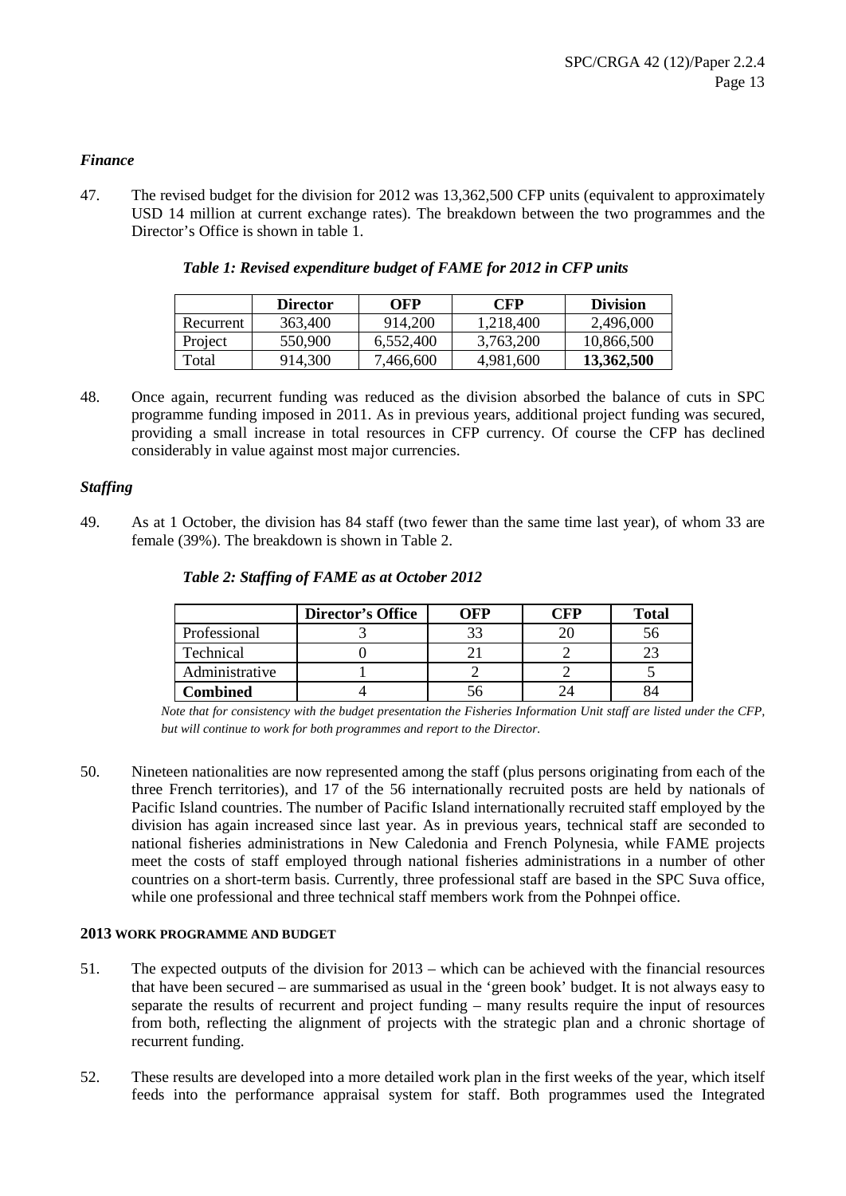*Finance*

47. The revised budget for the division for 2012 was 13,362,500 CFP units (equivalent to approximately USD 14 million at current exchange rates). The breakdown between the two programmes and the Director's Office is shown in table 1.

*Table 1: Revised expenditure budget of FAME for 2012 in CFP units*

| | Director | OFP | CFP | Division |
|---|---|---|---|---|
| Recurrent | 363,400 | 914,200 | 1,218,400 | 2,496,000 |
| Project | 550,900 | 6,552,400 | 3,763,200 | 10,866,500 |
| Total | 914,300 | 7,466,600 | 4,981,600 | **13,362,500** |

48. Once again, recurrent funding was reduced as the division absorbed the balance of cuts in SPC programme funding imposed in 2011. As in previous years, additional project funding was secured, providing a small increase in total resources in CFP currency. Of course the CFP has declined considerably in value against most major currencies.

*Staffing*

49. As at 1 October, the division has 84 staff (two fewer than the same time last year), of whom 33 are female (39%). The breakdown is shown in Table 2.

*Table 2: Staffing of FAME as at October 2012*

| | Director's Office | OFP | CFP | Total |
|---|---|---|---|---|
| Professional | 3 | 33 | 20 | 56 |
| Technical | 0 | 21 | 2 | 23 |
| Administrative | 1 | 2 | 2 | 5 |
| **Combined** | 4 | 56 | 24 | 84 |

*Note that for consistency with the budget presentation the Fisheries Information Unit staff are listed under the CFP, but will continue to work for both programmes and report to the Director.*

50. Nineteen nationalities are now represented among the staff (plus persons originating from each of the three French territories), and 17 of the 56 internationally recruited posts are held by nationals of Pacific Island countries. The number of Pacific Island internationally recruited staff employed by the division has again increased since last year. As in previous years, technical staff are seconded to national fisheries administrations in New Caledonia and French Polynesia, while FAME projects meet the costs of staff employed through national fisheries administrations in a number of other countries on a short-term basis. Currently, three professional staff are based in the SPC Suva office, while one professional and three technical staff members work from the Pohnpei office.

**2013 WORK PROGRAMME AND BUDGET**

51. The expected outputs of the division for 2013 – which can be achieved with the financial resources that have been secured – are summarised as usual in the 'green book' budget. It is not always easy to separate the results of recurrent and project funding – many results require the input of resources from both, reflecting the alignment of projects with the strategic plan and a chronic shortage of recurrent funding.

52. These results are developed into a more detailed work plan in the first weeks of the year, which itself feeds into the performance appraisal system for staff. Both programmes used the Integrated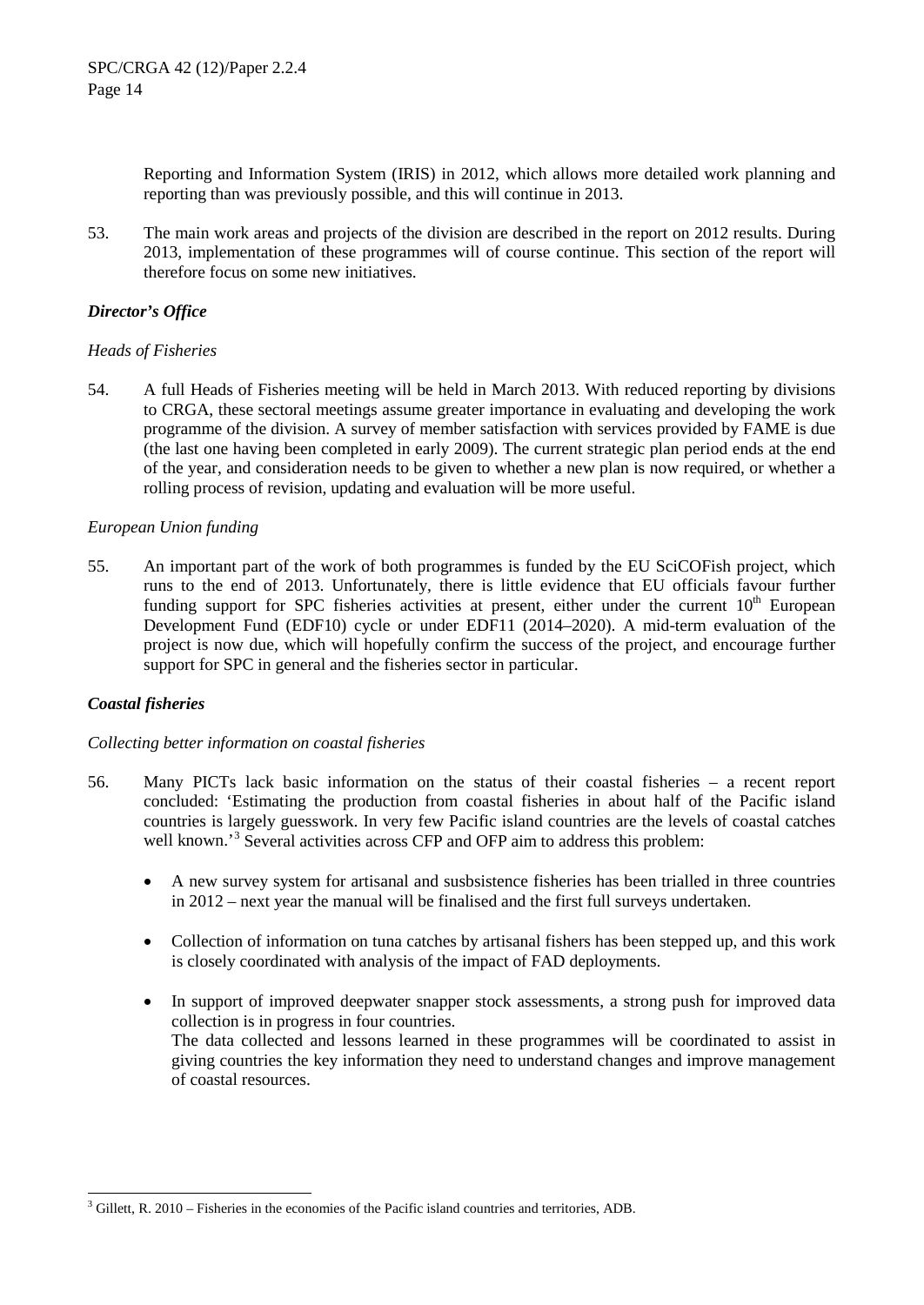Reporting and Information System (IRIS) in 2012, which allows more detailed work planning and reporting than was previously possible, and this will continue in 2013.

53. The main work areas and projects of the division are described in the report on 2012 results. During 2013, implementation of these programmes will of course continue. This section of the report will therefore focus on some new initiatives.

### *Director's Office*

#### *Heads of Fisheries*

54. A full Heads of Fisheries meeting will be held in March 2013. With reduced reporting by divisions to CRGA, these sectoral meetings assume greater importance in evaluating and developing the work programme of the division. A survey of member satisfaction with services provided by FAME is due (the last one having been completed in early 2009). The current strategic plan period ends at the end of the year, and consideration needs to be given to whether a new plan is now required, or whether a rolling process of revision, updating and evaluation will be more useful.

#### *European Union funding*

55. An important part of the work of both programmes is funded by the EU SciCOFish project, which runs to the end of 2013. Unfortunately, there is little evidence that EU officials favour further funding support for SPC fisheries activities at present, either under the current 10th European Development Fund (EDF10) cycle or under EDF11 (2014–2020). A mid-term evaluation of the project is now due, which will hopefully confirm the success of the project, and encourage further support for SPC in general and the fisheries sector in particular.

### *Coastal fisheries*

#### *Collecting better information on coastal fisheries*

56. Many PICTs lack basic information on the status of their coastal fisheries – a recent report concluded: 'Estimating the production from coastal fisheries in about half of the Pacific island countries is largely guesswork. In very few Pacific island countries are the levels of coastal catches well known.'[3] Several activities across CFP and OFP aim to address this problem:

- A new survey system for artisanal and susbsistence fisheries has been trialled in three countries in 2012 – next year the manual will be finalised and the first full surveys undertaken.

- Collection of information on tuna catches by artisanal fishers has been stepped up, and this work is closely coordinated with analysis of the impact of FAD deployments.

- In support of improved deepwater snapper stock assessments, a strong push for improved data collection is in progress in four countries.
  The data collected and lessons learned in these programmes will be coordinated to assist in giving countries the key information they need to understand changes and improve management of coastal resources.

---

[3] Gillett, R. 2010 – Fisheries in the economies of the Pacific island countries and territories, ADB.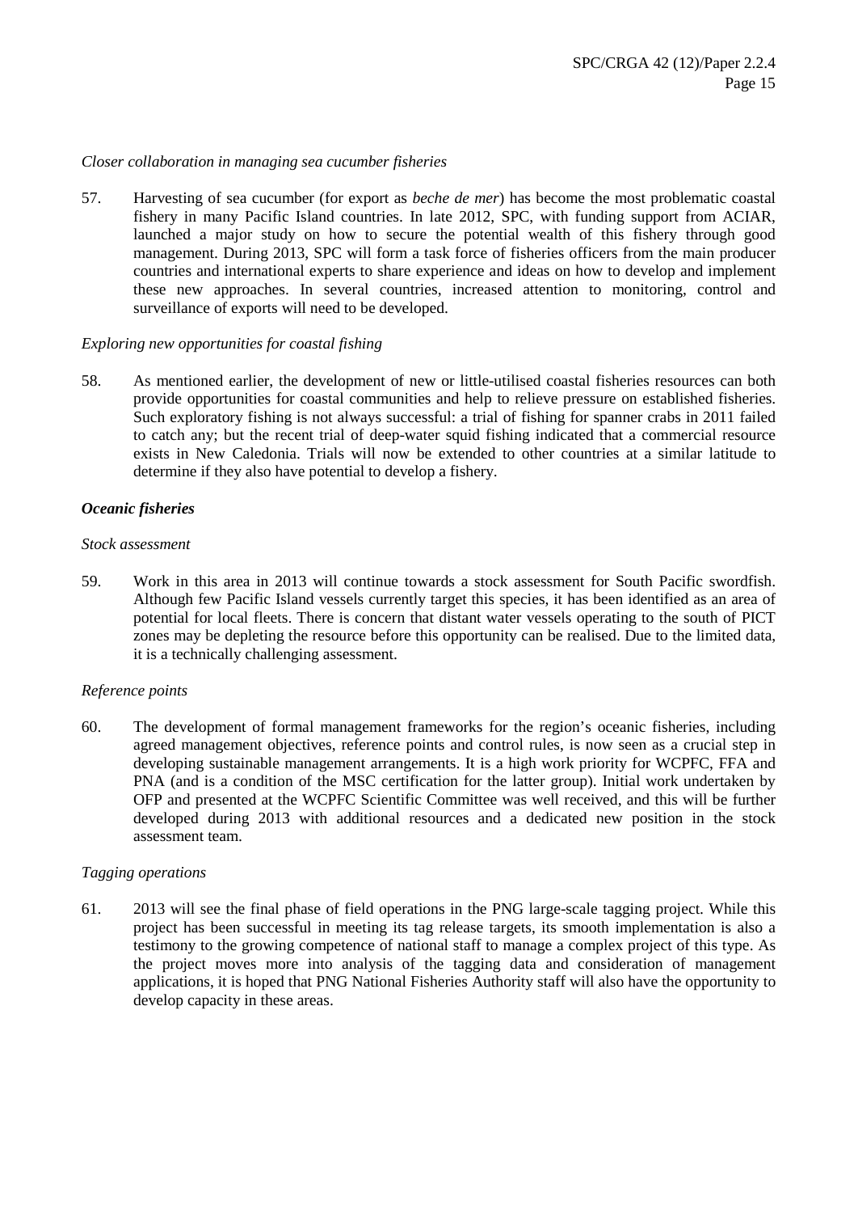*Closer collaboration in managing sea cucumber fisheries*

57. Harvesting of sea cucumber (for export as *beche de mer*) has become the most problematic coastal fishery in many Pacific Island countries. In late 2012, SPC, with funding support from ACIAR, launched a major study on how to secure the potential wealth of this fishery through good management. During 2013, SPC will form a task force of fisheries officers from the main producer countries and international experts to share experience and ideas on how to develop and implement these new approaches. In several countries, increased attention to monitoring, control and surveillance of exports will need to be developed.

*Exploring new opportunities for coastal fishing*

58. As mentioned earlier, the development of new or little-utilised coastal fisheries resources can both provide opportunities for coastal communities and help to relieve pressure on established fisheries. Such exploratory fishing is not always successful: a trial of fishing for spanner crabs in 2011 failed to catch any; but the recent trial of deep-water squid fishing indicated that a commercial resource exists in New Caledonia. Trials will now be extended to other countries at a similar latitude to determine if they also have potential to develop a fishery.

### *Oceanic fisheries*

*Stock assessment*

59. Work in this area in 2013 will continue towards a stock assessment for South Pacific swordfish. Although few Pacific Island vessels currently target this species, it has been identified as an area of potential for local fleets. There is concern that distant water vessels operating to the south of PICT zones may be depleting the resource before this opportunity can be realised. Due to the limited data, it is a technically challenging assessment.

*Reference points*

60. The development of formal management frameworks for the region's oceanic fisheries, including agreed management objectives, reference points and control rules, is now seen as a crucial step in developing sustainable management arrangements. It is a high work priority for WCPFC, FFA and PNA (and is a condition of the MSC certification for the latter group). Initial work undertaken by OFP and presented at the WCPFC Scientific Committee was well received, and this will be further developed during 2013 with additional resources and a dedicated new position in the stock assessment team.

*Tagging operations*

61. 2013 will see the final phase of field operations in the PNG large-scale tagging project. While this project has been successful in meeting its tag release targets, its smooth implementation is also a testimony to the growing competence of national staff to manage a complex project of this type. As the project moves more into analysis of the tagging data and consideration of management applications, it is hoped that PNG National Fisheries Authority staff will also have the opportunity to develop capacity in these areas.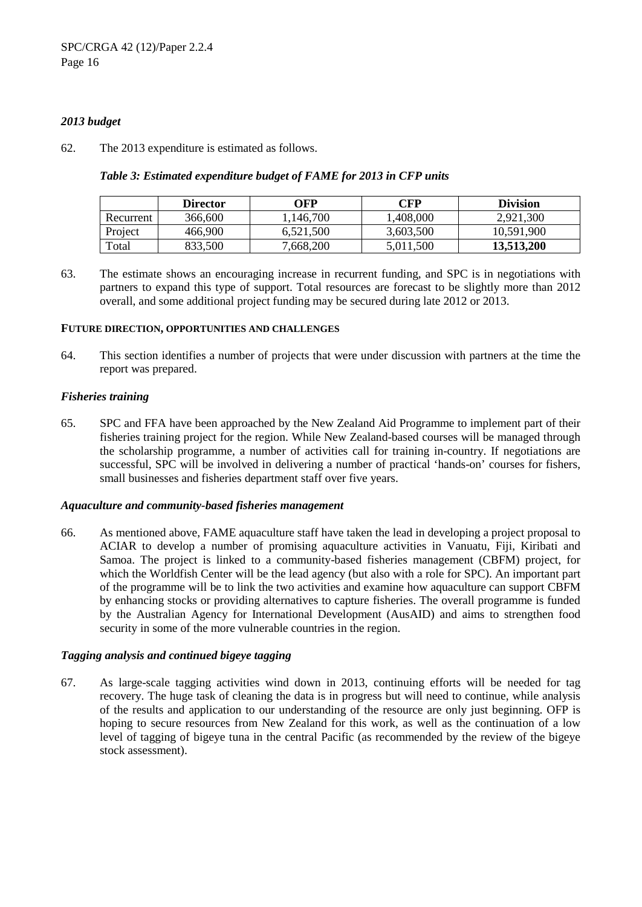### *2013 budget*

62. The 2013 expenditure is estimated as follows.

***Table 3: Estimated expenditure budget of FAME for 2013 in CFP units***

| | **Director** | **OFP** | **CFP** | **Division** |
|---|---|---|---|---|
| Recurrent | 366,600 | 1,146,700 | 1,408,000 | 2,921,300 |
| Project | 466,900 | 6,521,500 | 3,603,500 | 10,591,900 |
| Total | 833,500 | 7,668,200 | 5,011,500 | **13,513,200** |

63. The estimate shows an encouraging increase in recurrent funding, and SPC is in negotiations with partners to expand this type of support. Total resources are forecast to be slightly more than 2012 overall, and some additional project funding may be secured during late 2012 or 2013.

#### FUTURE DIRECTION, OPPORTUNITIES AND CHALLENGES

64. This section identifies a number of projects that were under discussion with partners at the time the report was prepared.

### *Fisheries training*

65. SPC and FFA have been approached by the New Zealand Aid Programme to implement part of their fisheries training project for the region. While New Zealand-based courses will be managed through the scholarship programme, a number of activities call for training in-country. If negotiations are successful, SPC will be involved in delivering a number of practical 'hands-on' courses for fishers, small businesses and fisheries department staff over five years.

### *Aquaculture and community-based fisheries management*

66. As mentioned above, FAME aquaculture staff have taken the lead in developing a project proposal to ACIAR to develop a number of promising aquaculture activities in Vanuatu, Fiji, Kiribati and Samoa. The project is linked to a community-based fisheries management (CBFM) project, for which the Worldfish Center will be the lead agency (but also with a role for SPC). An important part of the programme will be to link the two activities and examine how aquaculture can support CBFM by enhancing stocks or providing alternatives to capture fisheries. The overall programme is funded by the Australian Agency for International Development (AusAID) and aims to strengthen food security in some of the more vulnerable countries in the region.

### *Tagging analysis and continued bigeye tagging*

67. As large-scale tagging activities wind down in 2013, continuing efforts will be needed for tag recovery. The huge task of cleaning the data is in progress but will need to continue, while analysis of the results and application to our understanding of the resource are only just beginning. OFP is hoping to secure resources from New Zealand for this work, as well as the continuation of a low level of tagging of bigeye tuna in the central Pacific (as recommended by the review of the bigeye stock assessment).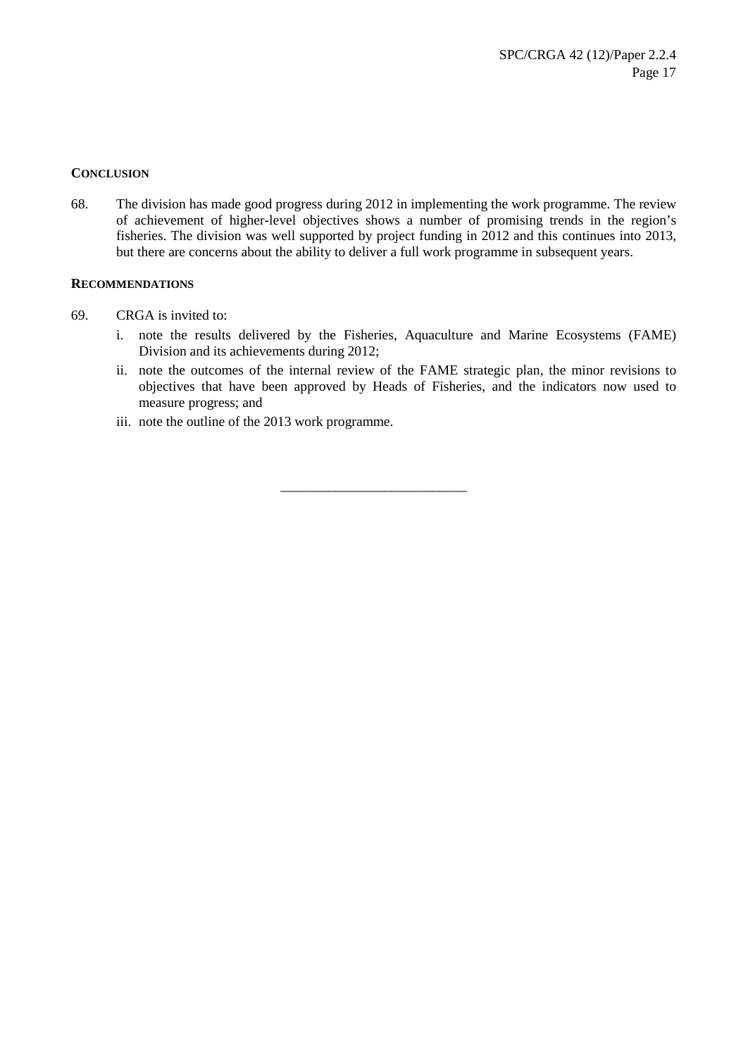## CONCLUSION

68. The division has made good progress during 2012 in implementing the work programme. The review of achievement of higher-level objectives shows a number of promising trends in the region's fisheries. The division was well supported by project funding in 2012 and this continues into 2013, but there are concerns about the ability to deliver a full work programme in subsequent years.

## RECOMMENDATIONS

69. CRGA is invited to:

i. note the results delivered by the Fisheries, Aquaculture and Marine Ecosystems (FAME) Division and its achievements during 2012;

ii. note the outcomes of the internal review of the FAME strategic plan, the minor revisions to objectives that have been approved by Heads of Fisheries, and the indicators now used to measure progress; and

iii. note the outline of the 2013 work programme.

---